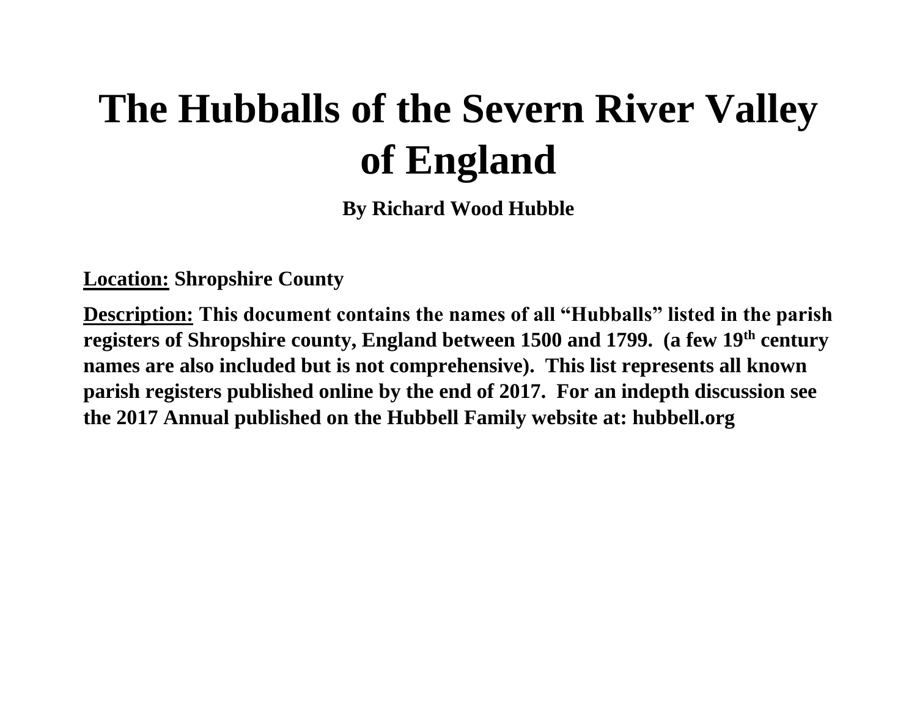# The Hubballs of the Severn River Valley of England

**By Richard Wood Hubble**

**Location: Shropshire County**

**Description: This document contains the names of all "Hubballs" listed in the parish registers of Shropshire county, England between 1500 and 1799. (a few 19th century names are also included but is not comprehensive). This list represents all known parish registers published online by the end of 2017. For an indepth discussion see the 2017 Annual published on the Hubbell Family website at: hubbell.org**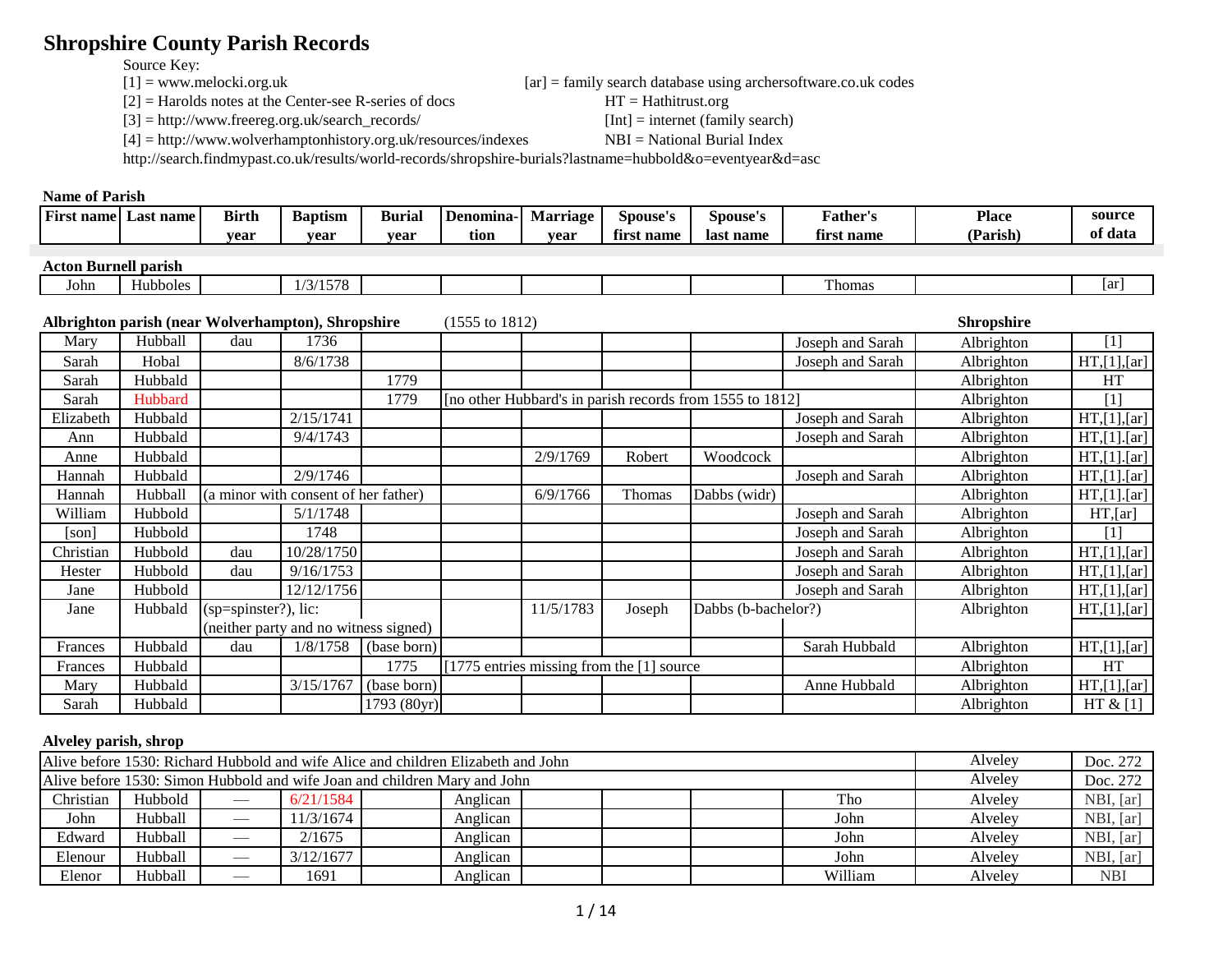# Shropshire County Parish Records

Source Key:

[1] = www.melocki.org.uk

[2] = Harolds notes at the Center-see R-series of docs

[3] = http://www.freereg.org.uk/search_records/

[4] = http://www.wolverhamptonhistory.org.uk/resources/indexes

http://search.findmypast.co.uk/results/world-records/shropshire-burials?lastname=hubbold&o=eventyear&d=asc

[ar] = family search database using archersoftware.co.uk codes

HT = Hathitrust.org

[Int] = internet (family search)

NBI = National Burial Index

**Name of Parish**

| First name | Last name | Birth year | Baptism year | Burial year | Denomina-tion | Marriage year | Spouse's first name | Spouse's last name | Father's first name | Place (Parish) | source of data |
|---|---|---|---|---|---|---|---|---|---|---|---|
| **Acton Burnell parish** | | | | | | | | | | | |
| John | Hubboles | | 1/3/1578 | | | | | | Thomas | | [ar] |
| **Albrighton parish (near Wolverhampton), Shropshire** | | | | | (1555 to 1812) | | | | | **Shropshire** | |
| Mary | Hubball | dau | 1736 | | | | | | Joseph and Sarah | Albrighton | [1] |
| Sarah | Hobal | | 8/6/1738 | | | | | | Joseph and Sarah | Albrighton | HT,[1],[ar] |
| Sarah | Hubbald | | | 1779 | | | | | | Albrighton | HT |
| Sarah | Hubbard | | | 1779 | [no other Hubbard's in parish records from 1555 to 1812] | | | | | Albrighton | [1] |
| Elizabeth | Hubbald | | 2/15/1741 | | | | | | Joseph and Sarah | Albrighton | HT,[1],[ar] |
| Ann | Hubbald | | 9/4/1743 | | | | | | Joseph and Sarah | Albrighton | HT,[1].[ar] |
| Anne | Hubbald | | | | | 2/9/1769 | Robert | Woodcock | | Albrighton | HT,[1].[ar] |
| Hannah | Hubbald | | 2/9/1746 | | | | | | Joseph and Sarah | Albrighton | HT,[1].[ar] |
| Hannah | Hubball | (a minor with consent of her father) | | | | 6/9/1766 | Thomas | Dabbs (widr) | | Albrighton | HT,[1].[ar] |
| William | Hubbold | | 5/1/1748 | | | | | | Joseph and Sarah | Albrighton | HT,[ar] |
| [son] | Hubbold | | 1748 | | | | | | Joseph and Sarah | Albrighton | [1] |
| Christian | Hubbold | dau | 10/28/1750 | | | | | | Joseph and Sarah | Albrighton | HT,[1],[ar] |
| Hester | Hubbold | dau | 9/16/1753 | | | | | | Joseph and Sarah | Albrighton | HT,[1],[ar] |
| Jane | Hubbold | | 12/12/1756 | | | | | | Joseph and Sarah | Albrighton | HT,[1],[ar] |
| Jane | Hubbald | (sp=spinster?), lic: (neither party and no witness signed) | | | | 11/5/1783 | Joseph | Dabbs (b-bachelor?) | | Albrighton | HT,[1],[ar] |
| Frances | Hubbald | dau | 1/8/1758 | (base born) | | | | | Sarah Hubbald | Albrighton | HT,[1],[ar] |
| Frances | Hubbald | | | 1775 | [1775 entries missing from the [1] source | | | | | Albrighton | HT |
| Mary | Hubbald | | 3/15/1767 | (base born) | | | | | Anne Hubbald | Albrighton | HT,[1],[ar] |
| Sarah | Hubbald | | | 1793 (80yr) | | | | | | Albrighton | HT & [1] |
| **Alveley parish, shrop** | | | | | | | | | | | |
| Alive before 1530: Richard Hubbold and wife Alice and children Elizabeth and John | | | | | | | | | | Alveley | Doc. 272 |
| Alive before 1530: Simon Hubbold and wife Joan and children Mary and John | | | | | | | | | | Alveley | Doc. 272 |
| Christian | Hubbold | — | 6/21/1584 | | Anglican | | | | Tho | Alveley | NBI, [ar] |
| John | Hubball | — | 11/3/1674 | | Anglican | | | | John | Alveley | NBI, [ar] |
| Edward | Hubball | — | 2/1675 | | Anglican | | | | John | Alveley | NBI, [ar] |
| Elenour | Hubball | — | 3/12/1677 | | Anglican | | | | John | Alveley | NBI, [ar] |
| Elenor | Hubball | — | 1691 | | Anglican | | | | William | Alveley | NBI |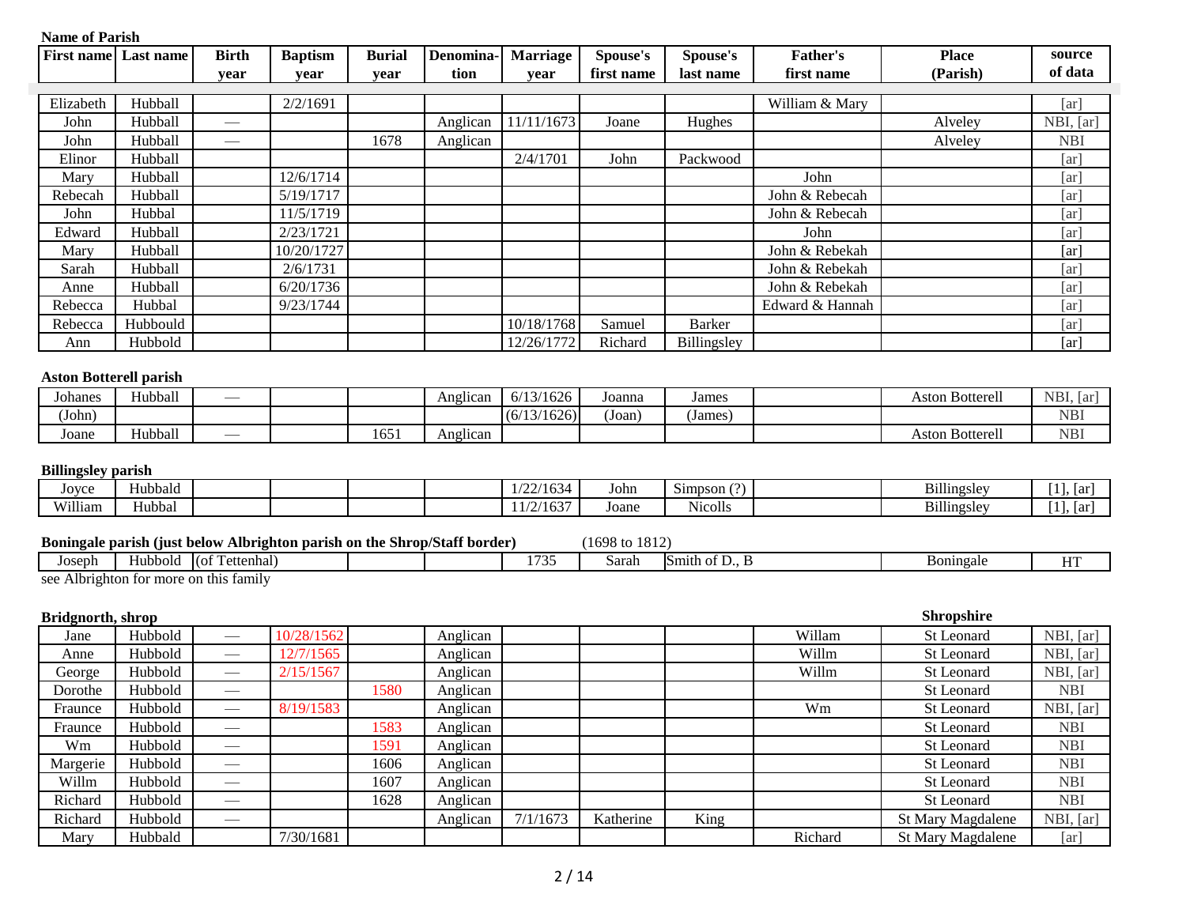**Name of Parish**

| First name | Last name | Birth year | Baptism year | Burial year | Denomination | Marriage year | Spouse's first name | Spouse's last name | Father's first name | Place (Parish) | source of data |
|---|---|---|---|---|---|---|---|---|---|---|---|
| Elizabeth | Hubball | | 2/2/1691 | | | | | | William & Mary | | [ar] |
| John | Hubball | — | | | Anglican | 11/11/1673 | Joane | Hughes | | Alveley | NBI, [ar] |
| John | Hubball | — | | 1678 | Anglican | | | | | Alveley | NBI |
| Elinor | Hubball | | | | | 2/4/1701 | John | Packwood | | | [ar] |
| Mary | Hubball | | 12/6/1714 | | | | | | John | | [ar] |
| Rebecah | Hubball | | 5/19/1717 | | | | | | John & Rebecah | | [ar] |
| John | Hubbal | | 11/5/1719 | | | | | | John & Rebecah | | [ar] |
| Edward | Hubball | | 2/23/1721 | | | | | | John | | [ar] |
| Mary | Hubball | | 10/20/1727 | | | | | | John & Rebekah | | [ar] |
| Sarah | Hubball | | 2/6/1731 | | | | | | John & Rebekah | | [ar] |
| Anne | Hubball | | 6/20/1736 | | | | | | John & Rebekah | | [ar] |
| Rebecca | Hubbal | | 9/23/1744 | | | | | | Edward & Hannah | | [ar] |
| Rebecca | Hubbould | | | | | 10/18/1768 | Samuel | Barker | | | [ar] |
| Ann | Hubbold | | | | | 12/26/1772 | Richard | Billingsley | | | [ar] |

**Aston Botterell parish**

| First name | Last name | Birth year | Baptism year | Burial year | Denomination | Marriage year | Spouse's first name | Spouse's last name | Father's first name | Place (Parish) | source of data |
|---|---|---|---|---|---|---|---|---|---|---|---|
| Johanes | Hubball | — | | | Anglican | 6/13/1626 | Joanna | James | | Aston Botterell | NBI, [ar] |
| (John) | | | | | | (6/13/1626) | (Joan) | (James) | | | NBI |
| Joane | Hubball | — | | 1651 | Anglican | | | | | Aston Botterell | NBI |

**Billingsley parish**

| First name | Last name | Birth year | Baptism year | Burial year | Denomination | Marriage year | Spouse's first name | Spouse's last name | Father's first name | Place (Parish) | source of data |
|---|---|---|---|---|---|---|---|---|---|---|---|
| Joyce | Hubbald | | | | | 1/22/1634 | John | Simpson (?) | | Billingsley | [1], [ar] |
| William | Hubbal | | | | | 11/2/1637 | Joane | Nicolls | | Billingsley | [1], [ar] |

**Boningale parish (just below Albrighton parish on the Shrop/Staff border)** (1698 to 1812)

| First name | Last name | Birth year | Baptism year | Burial year | Denomination | Marriage year | Spouse's first name | Spouse's last name | Father's first name | Place (Parish) | source of data |
|---|---|---|---|---|---|---|---|---|---|---|---|
| Joseph | Hubbold | (of Tettenhal) | | | | 1735 | Sarah | Smith of D., B | | Boningale | HT |

see Albrighton for more on this family

**Bridgnorth, shrop** — **Shropshire**

| First name | Last name | Birth year | Baptism year | Burial year | Denomination | Marriage year | Spouse's first name | Spouse's last name | Father's first name | Place (Parish) | source of data |
|---|---|---|---|---|---|---|---|---|---|---|---|
| Jane | Hubbold | — | 10/28/1562 | | Anglican | | | | Willam | St Leonard | NBI, [ar] |
| Anne | Hubbold | — | 12/7/1565 | | Anglican | | | | Willm | St Leonard | NBI, [ar] |
| George | Hubbold | — | 2/15/1567 | | Anglican | | | | Willm | St Leonard | NBI, [ar] |
| Dorothe | Hubbold | — | | 1580 | Anglican | | | | | St Leonard | NBI |
| Fraunce | Hubbold | — | 8/19/1583 | | Anglican | | | | Wm | St Leonard | NBI, [ar] |
| Fraunce | Hubbold | — | | 1583 | Anglican | | | | | St Leonard | NBI |
| Wm | Hubbold | — | | 1591 | Anglican | | | | | St Leonard | NBI |
| Margerie | Hubbold | — | | 1606 | Anglican | | | | | St Leonard | NBI |
| Willm | Hubbold | — | | 1607 | Anglican | | | | | St Leonard | NBI |
| Richard | Hubbold | — | | 1628 | Anglican | | | | | St Leonard | NBI |
| Richard | Hubbold | — | | | Anglican | 7/1/1673 | Katherine | King | | St Mary Magdalene | NBI, [ar] |
| Mary | Hubbald | | 7/30/1681 | | | | | | Richard | St Mary Magdalene | [ar] |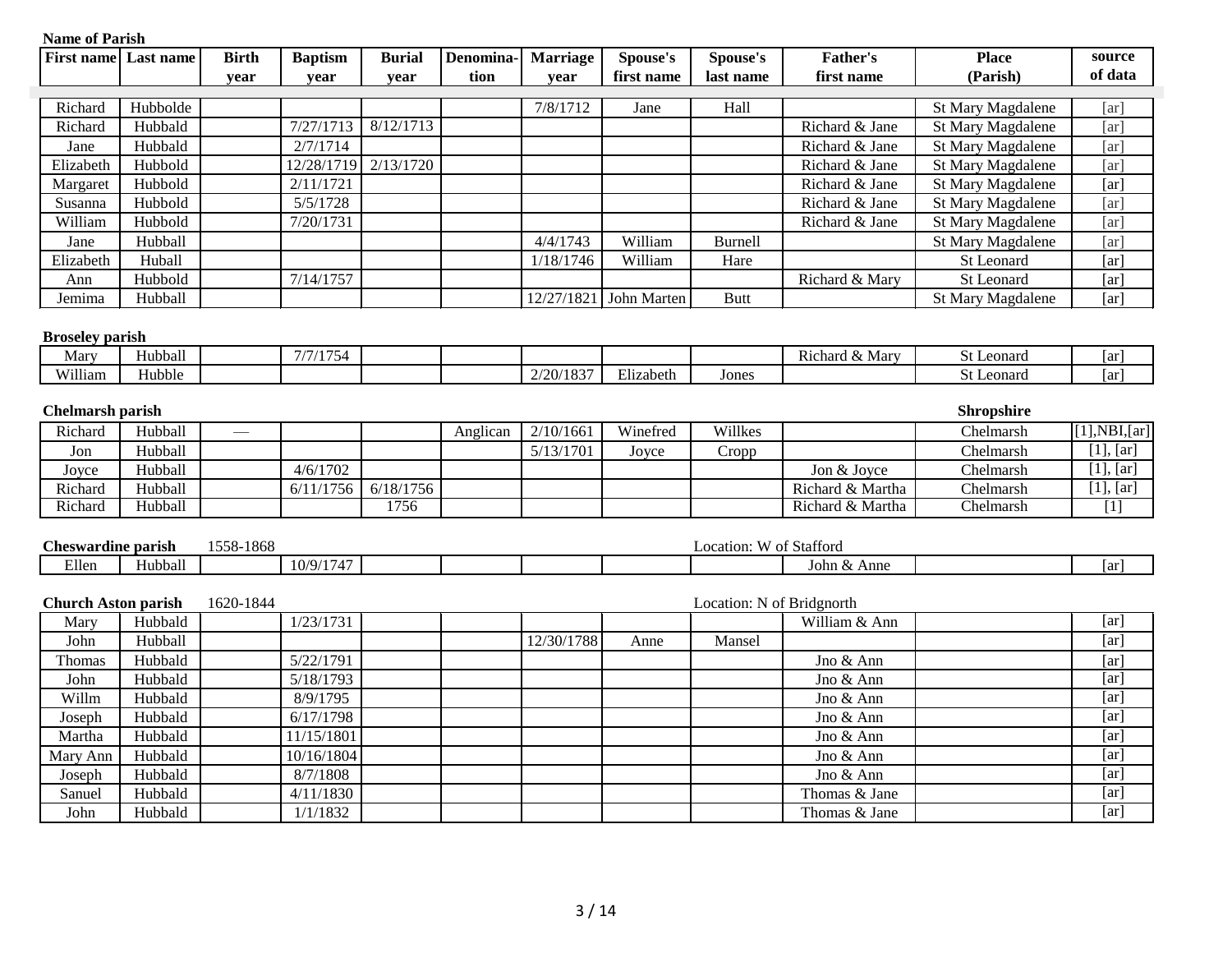**Name of Parish**

| First name | Last name | Birth year | Baptism year | Burial year | Denomina-tion | Marriage year | Spouse's first name | Spouse's last name | Father's first name | Place (Parish) | source of data |
|---|---|---|---|---|---|---|---|---|---|---|---|
| Richard | Hubbolde | | | | | 7/8/1712 | Jane | Hall | | St Mary Magdalene | [ar] |
| Richard | Hubbald | | 7/27/1713 | 8/12/1713 | | | | | Richard & Jane | St Mary Magdalene | [ar] |
| Jane | Hubbald | | 2/7/1714 | | | | | | Richard & Jane | St Mary Magdalene | [ar] |
| Elizabeth | Hubbold | | 12/28/1719 | 2/13/1720 | | | | | Richard & Jane | St Mary Magdalene | [ar] |
| Margaret | Hubbold | | 2/11/1721 | | | | | | Richard & Jane | St Mary Magdalene | [ar] |
| Susanna | Hubbold | | 5/5/1728 | | | | | | Richard & Jane | St Mary Magdalene | [ar] |
| William | Hubbold | | 7/20/1731 | | | | | | Richard & Jane | St Mary Magdalene | [ar] |
| Jane | Hubball | | | | | 4/4/1743 | William | Burnell | | St Mary Magdalene | [ar] |
| Elizabeth | Huball | | | | | 1/18/1746 | William | Hare | | St Leonard | [ar] |
| Ann | Hubbold | | 7/14/1757 | | | | | | Richard & Mary | St Leonard | [ar] |
| Jemima | Hubball | | | | | 12/27/1821 | John Marten | Butt | | St Mary Magdalene | [ar] |

**Broseley parish**

| First name | Last name | Birth year | Baptism year | Burial year | Denomina-tion | Marriage year | Spouse's first name | Spouse's last name | Father's first name | Place (Parish) | source of data |
|---|---|---|---|---|---|---|---|---|---|---|---|
| Mary | Hubball | | 7/7/1754 | | | | | | Richard & Mary | St Leonard | [ar] |
| William | Hubble | | | | | 2/20/1837 | Elizabeth | Jones | | St Leonard | [ar] |

**Chelmarsh parish** — **Shropshire**

| First name | Last name | Birth year | Baptism year | Burial year | Denomina-tion | Marriage year | Spouse's first name | Spouse's last name | Father's first name | Place (Parish) | source of data |
|---|---|---|---|---|---|---|---|---|---|---|---|
| Richard | Hubball | — | | | Anglican | 2/10/1661 | Winefred | Willkes | | Chelmarsh | [1],NBI,[ar] |
| Jon | Hubball | | | | | 5/13/1701 | Joyce | Cropp | | Chelmarsh | [1], [ar] |
| Joyce | Hubball | | 4/6/1702 | | | | | | Jon & Joyce | Chelmarsh | [1], [ar] |
| Richard | Hubball | | 6/11/1756 | 6/18/1756 | | | | | Richard & Martha | Chelmarsh | [1], [ar] |
| Richard | Hubball | | | 1756 | | | | | Richard & Martha | Chelmarsh | [1] |

**Cheswardine parish** 1558-1868 — Location: W of Stafford

| First name | Last name | Birth year | Baptism year | Burial year | Denomina-tion | Marriage year | Spouse's first name | Spouse's last name | Father's first name | Place (Parish) | source of data |
|---|---|---|---|---|---|---|---|---|---|---|---|
| Ellen | Hubball | | 10/9/1747 | | | | | | John & Anne | | [ar] |

**Church Aston parish** 1620-1844 — Location: N of Bridgnorth

| First name | Last name | Birth year | Baptism year | Burial year | Denomina-tion | Marriage year | Spouse's first name | Spouse's last name | Father's first name | Place (Parish) | source of data |
|---|---|---|---|---|---|---|---|---|---|---|---|
| Mary | Hubbald | | 1/23/1731 | | | | | | William & Ann | | [ar] |
| John | Hubball | | | | | 12/30/1788 | Anne | Mansel | | | [ar] |
| Thomas | Hubbald | | 5/22/1791 | | | | | | Jno & Ann | | [ar] |
| John | Hubbald | | 5/18/1793 | | | | | | Jno & Ann | | [ar] |
| Willm | Hubbald | | 8/9/1795 | | | | | | Jno & Ann | | [ar] |
| Joseph | Hubbald | | 6/17/1798 | | | | | | Jno & Ann | | [ar] |
| Martha | Hubbald | | 11/15/1801 | | | | | | Jno & Ann | | [ar] |
| Mary Ann | Hubbald | | 10/16/1804 | | | | | | Jno & Ann | | [ar] |
| Joseph | Hubbald | | 8/7/1808 | | | | | | Jno & Ann | | [ar] |
| Sanuel | Hubbald | | 4/11/1830 | | | | | | Thomas & Jane | | [ar] |
| John | Hubbald | | 1/1/1832 | | | | | | Thomas & Jane | | [ar] |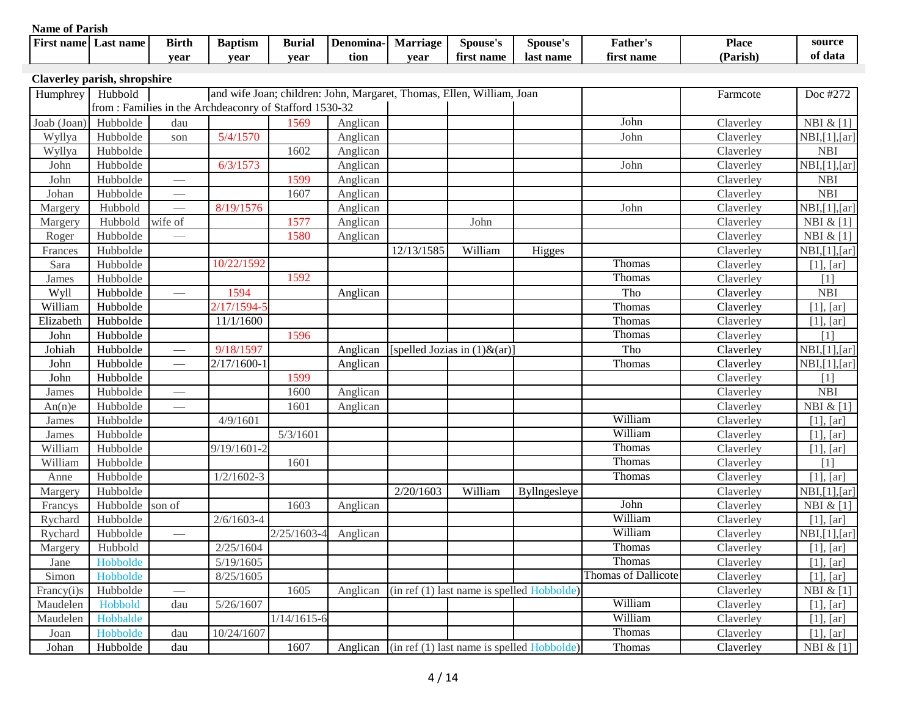**Name of Parish**

| First name | Last name | Birth year | Baptism year | Burial year | Denomina-tion | Marriage year | Spouse's first name | Spouse's last name | Father's first name | Place (Parish) | source of data |
|---|---|---|---|---|---|---|---|---|---|---|---|
| **Claverley parish, shropshire** | | | | | | | | | | | |
| Humphrey | Hubbold | | and wife Joan; children: John, Margaret, Thomas, Ellen, William, Joan | | | | | | | Farmcote | Doc #272 |
| | from : Families in the Archdeaconry of Stafford 1530-32 | | | | | | | | | | |
| Joab (Joan) | Hubbolde | dau | | 1569 | Anglican | | | | John | Claverley | NBI & [1] |
| Wyllya | Hubbolde | son | 5/4/1570 | | Anglican | | | | John | Claverley | NBI,[1],[ar] |
| Wyllya | Hubbolde | | | 1602 | Anglican | | | | | Claverley | NBI |
| John | Hubbolde | | 6/3/1573 | | Anglican | | | | John | Claverley | NBI,[1],[ar] |
| John | Hubbolde | — | | 1599 | Anglican | | | | | Claverley | NBI |
| Johan | Hubbolde | — | | 1607 | Anglican | | | | | Claverley | NBI |
| Margery | Hubbold | — | 8/19/1576 | | Anglican | | | | John | Claverley | NBI,[1],[ar] |
| Margery | Hubbold | wife of | | 1577 | Anglican | | John | | | Claverley | NBI & [1] |
| Roger | Hubbolde | — | | 1580 | Anglican | | | | | Claverley | NBI & [1] |
| Frances | Hubbolde | | | | | 12/13/1585 | William | Higges | | Claverley | NBI,[1],[ar] |
| Sara | Hubbolde | | 10/22/1592 | | | | | | Thomas | Claverley | [1], [ar] |
| James | Hubbolde | | | 1592 | | | | | Thomas | Claverley | [1] |
| Wyll | Hubbolde | — | 1594 | | Anglican | | | | Tho | Claverley | NBI |
| William | Hubbolde | | 2/17/1594-5 | | | | | | Thomas | Claverley | [1], [ar] |
| Elizabeth | Hubbolde | | 11/1/1600 | | | | | | Thomas | Claverley | [1], [ar] |
| John | Hubbolde | | | 1596 | | | | | Thomas | Claverley | [1] |
| Johiah | Hubbolde | — | 9/18/1597 | | Anglican | [spelled Jozias in (1)&(ar)] | | | Tho | Claverley | NBI,[1],[ar] |
| John | Hubbolde | — | 2/17/1600-1 | | Anglican | | | | Thomas | Claverley | NBI,[1],[ar] |
| John | Hubbolde | | | 1599 | | | | | | Claverley | [1] |
| James | Hubbolde | — | | 1600 | Anglican | | | | | Claverley | NBI |
| An(n)e | Hubbolde | — | | 1601 | Anglican | | | | | Claverley | NBI & [1] |
| James | Hubbolde | | 4/9/1601 | | | | | | William | Claverley | [1], [ar] |
| James | Hubbolde | | | 5/3/1601 | | | | | William | Claverley | [1], [ar] |
| William | Hubbolde | | 9/19/1601-2 | | | | | | Thomas | Claverley | [1], [ar] |
| William | Hubbolde | | | 1601 | | | | | Thomas | Claverley | [1] |
| Anne | Hubbolde | | 1/2/1602-3 | | | | | | Thomas | Claverley | [1], [ar] |
| Margery | Hubbolde | | | | | 2/20/1603 | William | Byllngesleye | | Claverley | NBI,[1],[ar] |
| Francys | Hubbolde | son of | | 1603 | Anglican | | | | John | Claverley | NBI & [1] |
| Rychard | Hubbolde | | 2/6/1603-4 | | | | | | William | Claverley | [1], [ar] |
| Rychard | Hubbolde | — | | 2/25/1603-4 | Anglican | | | | William | Claverley | NBI,[1],[ar] |
| Margery | Hubbold | | 2/25/1604 | | | | | | Thomas | Claverley | [1], [ar] |
| Jane | Hobbolde | | 5/19/1605 | | | | | | Thomas | Claverley | [1], [ar] |
| Simon | Hobbolde | | 8/25/1605 | | | | | | Thomas of Dallicote | Claverley | [1], [ar] |
| Francy(i)s | Hubbolde | — | | 1605 | Anglican | (in ref (1) last name is spelled Hobbolde) | | | | Claverley | NBI & [1] |
| Maudelen | Hobbold | dau | 5/26/1607 | | | | | | William | Claverley | [1], [ar] |
| Maudelen | Hobbalde | | | 1/14/1615-6 | | | | | William | Claverley | [1], [ar] |
| Joan | Hobbolde | dau | 10/24/1607 | | | | | | Thomas | Claverley | [1], [ar] |
| Johan | Hubbolde | dau | | 1607 | Anglican | (in ref (1) last name is spelled Hobbolde) | | | Thomas | Claverley | NBI & [1] |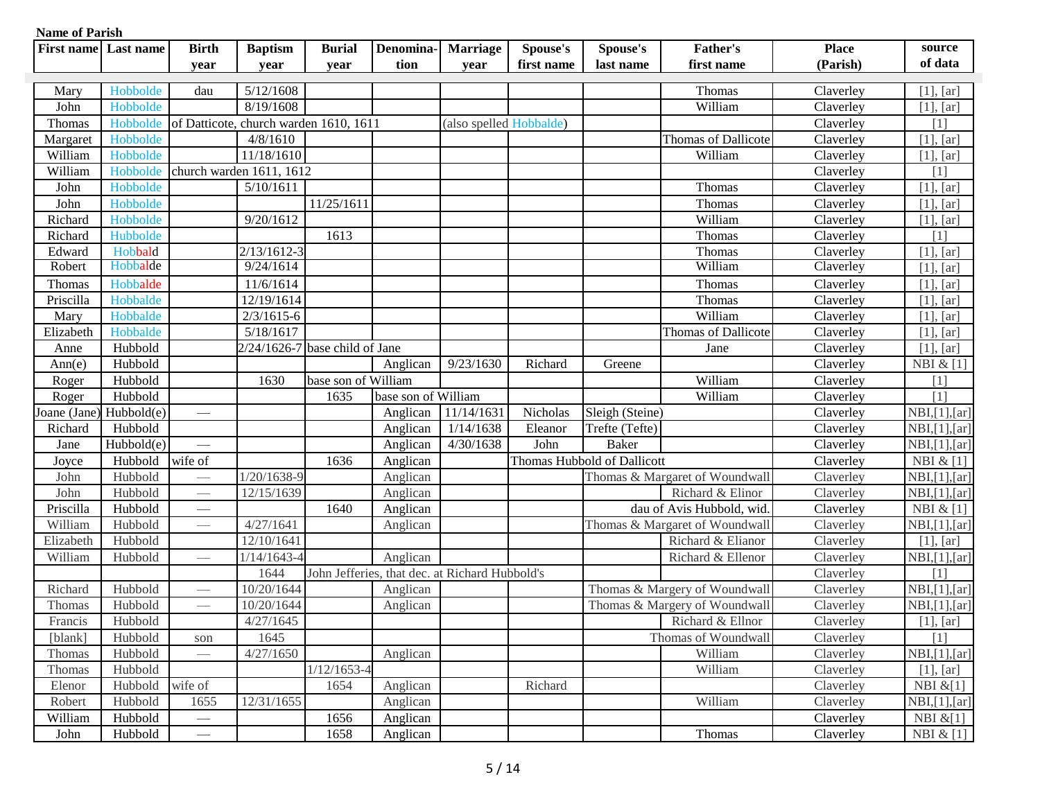**Name of Parish**

| First name | Last name | Birth year | Baptism year | Burial year | Denomina-tion | Marriage year | Spouse's first name | Spouse's last name | Father's first name | Place (Parish) | source of data |
|---|---|---|---|---|---|---|---|---|---|---|---|
| Mary | Hobbolde | dau | 5/12/1608 | | | | | | Thomas | Claverley | [1], [ar] |
| John | Hobbolde | | 8/19/1608 | | | | | | William | Claverley | [1], [ar] |
| Thomas | Hobbolde | of Datticote, church warden 1610, 1611 | | | | (also spelled Hobbalde) | | | | Claverley | [1] |
| Margaret | Hobbolde | | 4/8/1610 | | | | | | Thomas of Dallicote | Claverley | [1], [ar] |
| William | Hobbolde | | 11/18/1610 | | | | | | William | Claverley | [1], [ar] |
| William | Hobbolde | church warden 1611, 1612 | | | | | | | | Claverley | [1] |
| John | Hobbolde | | 5/10/1611 | | | | | | Thomas | Claverley | [1], [ar] |
| John | Hobbolde | | | 11/25/1611 | | | | | Thomas | Claverley | [1], [ar] |
| Richard | Hobbolde | | 9/20/1612 | | | | | | William | Claverley | [1], [ar] |
| Richard | Hubbolde | | | 1613 | | | | | Thomas | Claverley | [1] |
| Edward | Hobbald | | 2/13/1612-3 | | | | | | Thomas | Claverley | [1], [ar] |
| Robert | Hobbalde | | 9/24/1614 | | | | | | William | Claverley | [1], [ar] |
| Thomas | Hobbalde | | 11/6/1614 | | | | | | Thomas | Claverley | [1], [ar] |
| Priscilla | Hobbalde | | 12/19/1614 | | | | | | Thomas | Claverley | [1], [ar] |
| Mary | Hobbalde | | 2/3/1615-6 | | | | | | William | Claverley | [1], [ar] |
| Elizabeth | Hobbalde | | 5/18/1617 | | | | | | Thomas of Dallicote | Claverley | [1], [ar] |
| Anne | Hubbold | | 2/24/1626-7 | base child of Jane | | | | | Jane | Claverley | [1], [ar] |
| Ann(e) | Hubbold | | | | Anglican | 9/23/1630 | Richard | Greene | | Claverley | NBI & [1] |
| Roger | Hubbold | | 1630 | base son of William | | | | | William | Claverley | [1] |
| Roger | Hubbold | | | 1635 | base son of William | | | | William | Claverley | [1] |
| Joane (Jane) | Hubbold(e) | — | | | Anglican | 11/14/1631 | Nicholas | Sleigh (Steine) | | Claverley | NBI,[1],[ar] |
| Richard | Hubbold | | | | Anglican | 1/14/1638 | Eleanor | Trefte (Tefte) | | Claverley | NBI,[1],[ar] |
| Jane | Hubbold(e) | — | | | Anglican | 4/30/1638 | John | Baker | | Claverley | NBI,[1],[ar] |
| Joyce | Hubbold | wife of | | 1636 | Anglican | | Thomas Hubbold of Dallicott | | | Claverley | NBI & [1] |
| John | Hubbold | — | 1/20/1638-9 | | Anglican | | | Thomas & Margaret of Woundwall | | Claverley | NBI,[1],[ar] |
| John | Hubbold | — | 12/15/1639 | | Anglican | | | | Richard & Elinor | Claverley | NBI,[1],[ar] |
| Priscilla | Hubbold | — | | 1640 | Anglican | | | | dau of Avis Hubbold, wid. | Claverley | NBI & [1] |
| William | Hubbold | — | 4/27/1641 | | Anglican | | | Thomas & Margaret of Woundwall | | Claverley | NBI,[1],[ar] |
| Elizabeth | Hubbold | | 12/10/1641 | | | | | | Richard & Elianor | Claverley | [1], [ar] |
| William | Hubbold | — | 1/14/1643-4 | | Anglican | | | | Richard & Ellenor | Claverley | NBI,[1],[ar] |
| | | | 1644 | John Jefferies, that dec. at Richard Hubbold's | | | | | | Claverley | [1] |
| Richard | Hubbold | — | 10/20/1644 | | Anglican | | | Thomas & Margery of Woundwall | | Claverley | NBI,[1],[ar] |
| Thomas | Hubbold | — | 10/20/1644 | | Anglican | | | Thomas & Margery of Woundwall | | Claverley | NBI,[1],[ar] |
| Francis | Hubbold | | 4/27/1645 | | | | | | Richard & Ellnor | Claverley | [1], [ar] |
| [blank] | Hubbold | son | 1645 | | | | | | Thomas of Woundwall | Claverley | [1] |
| Thomas | Hubbold | — | 4/27/1650 | | Anglican | | | | William | Claverley | NBI,[1],[ar] |
| Thomas | Hubbold | | | 1/12/1653-4 | | | | | William | Claverley | [1], [ar] |
| Elenor | Hubbold | wife of | | 1654 | Anglican | | Richard | | | Claverley | NBI &[1] |
| Robert | Hubbold | 1655 | 12/31/1655 | | Anglican | | | | William | Claverley | NBI,[1],[ar] |
| William | Hubbold | — | | 1656 | Anglican | | | | | Claverley | NBI &[1] |
| John | Hubbold | — | | 1658 | Anglican | | | | Thomas | Claverley | NBI & [1] |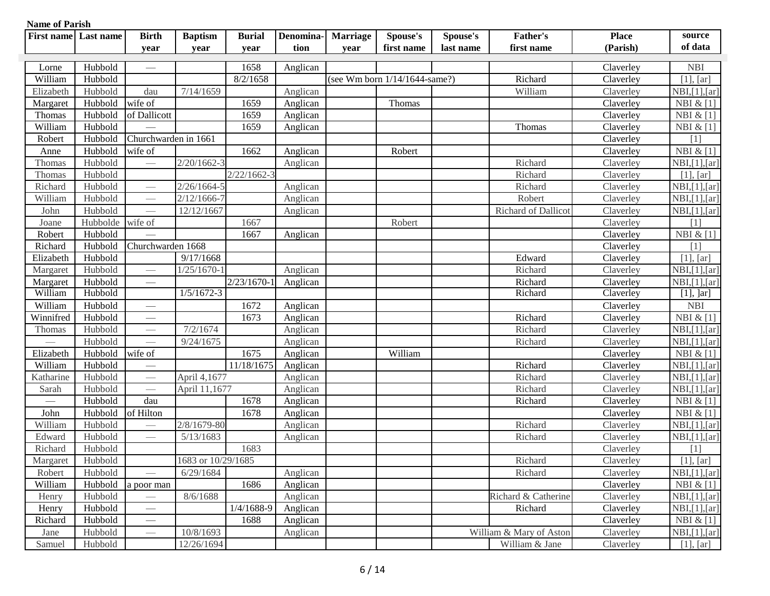**Name of Parish**

| First name | Last name | Birth year | Baptism year | Burial year | Denomina-tion | Marriage year | Spouse's first name | Spouse's last name | Father's first name | Place (Parish) | source of data |
|---|---|---|---|---|---|---|---|---|---|---|---|
| Lorne | Hubbold | — | | 1658 | Anglican | | | | | Claverley | NBI |
| William | Hubbold | | | 8/2/1658 | | (see Wm born 1/14/1644-same?) | | | Richard | Claverley | [1], [ar] |
| Elizabeth | Hubbold | dau | 7/14/1659 | | Anglican | | | | William | Claverley | NBI,[1],[ar] |
| Margaret | Hubbold | wife of | | 1659 | Anglican | | Thomas | | | Claverley | NBI & [1] |
| Thomas | Hubbold | of Dallicott | | 1659 | Anglican | | | | | Claverley | NBI & [1] |
| William | Hubbold | — | | 1659 | Anglican | | | | Thomas | Claverley | NBI & [1] |
| Robert | Hubbold | Churchwarden in 1661 | | | | | | | | Claverley | [1] |
| Anne | Hubbold | wife of | | 1662 | Anglican | | Robert | | | Claverley | NBI & [1] |
| Thomas | Hubbold | — | 2/20/1662-3 | | Anglican | | | | Richard | Claverley | NBI,[1],[ar] |
| Thomas | Hubbold | | | 2/22/1662-3 | | | | | Richard | Claverley | [1], [ar] |
| Richard | Hubbold | — | 2/26/1664-5 | | Anglican | | | | Richard | Claverley | NBI,[1],[ar] |
| William | Hubbold | — | 2/12/1666-7 | | Anglican | | | | Robert | Claverley | NBI,[1],[ar] |
| John | Hubbold | — | 12/12/1667 | | Anglican | | | | Richard of Dallicot | Claverley | NBI,[1],[ar] |
| Joane | Hubbolde | wife of | | 1667 | | | Robert | | | Claverley | [1] |
| Robert | Hubbold | — | | 1667 | Anglican | | | | | Claverley | NBI & [1] |
| Richard | Hubbold | Churchwarden 1668 | | | | | | | | Claverley | [1] |
| Elizabeth | Hubbold | | 9/17/1668 | | | | | | Edward | Claverley | [1], [ar] |
| Margaret | Hubbold | — | 1/25/1670-1 | | Anglican | | | | Richard | Claverley | NBI,[1],[ar] |
| Margaret | Hubbold | — | | 2/23/1670-1 | Anglican | | | | Richard | Claverley | NBI,[1],[ar] |
| William | Hubbold | | 1/5/1672-3 | | | | | | Richard | Claverley | [1], ]ar] |
| William | Hubbold | — | | 1672 | Anglican | | | | | Claverley | NBI |
| Winnifred | Hubbold | — | | 1673 | Anglican | | | | Richard | Claverley | NBI & [1] |
| Thomas | Hubbold | — | 7/2/1674 | | Anglican | | | | Richard | Claverley | NBI,[1],[ar] |
| — | Hubbold | — | 9/24/1675 | | Anglican | | | | Richard | Claverley | NBI,[1],[ar] |
| Elizabeth | Hubbold | wife of | | 1675 | Anglican | | William | | | Claverley | NBI & [1] |
| William | Hubbold | — | | 11/18/1675 | Anglican | | | | Richard | Claverley | NBI,[1],[ar] |
| Katharine | Hubbold | — | April 4,1677 | | Anglican | | | | Richard | Claverley | NBI,[1],[ar] |
| Sarah | Hubbold | — | April 11,1677 | | Anglican | | | | Richard | Claverley | NBI,[1],[ar] |
| — | Hubbold | dau | | 1678 | Anglican | | | | Richard | Claverley | NBI & [1] |
| John | Hubbold | of Hilton | | 1678 | Anglican | | | | | Claverley | NBI & [1] |
| William | Hubbold | — | 2/8/1679-80 | | Anglican | | | | Richard | Claverley | NBI,[1],[ar] |
| Edward | Hubbold | — | 5/13/1683 | | Anglican | | | | Richard | Claverley | NBI,[1],[ar] |
| Richard | Hubbold | | | 1683 | | | | | | Claverley | [1] |
| Margaret | Hubbold | | 1683 or 10/29/1685 | | | | | | Richard | Claverley | [1], [ar] |
| Robert | Hubbold | — | 6/29/1684 | | Anglican | | | | Richard | Claverley | NBI,[1],[ar] |
| William | Hubbold | a poor man | | 1686 | Anglican | | | | | Claverley | NBI & [1] |
| Henry | Hubbold | — | 8/6/1688 | | Anglican | | | | Richard & Catherine | Claverley | NBI,[1],[ar] |
| Henry | Hubbold | — | | 1/4/1688-9 | Anglican | | | | Richard | Claverley | NBI,[1],[ar] |
| Richard | Hubbold | — | | 1688 | Anglican | | | | | Claverley | NBI & [1] |
| Jane | Hubbold | — | 10/8/1693 | | Anglican | | | | William & Mary of Aston | Claverley | NBI,[1],[ar] |
| Samuel | Hubbold | | 12/26/1694 | | | | | | William & Jane | Claverley | [1], [ar] |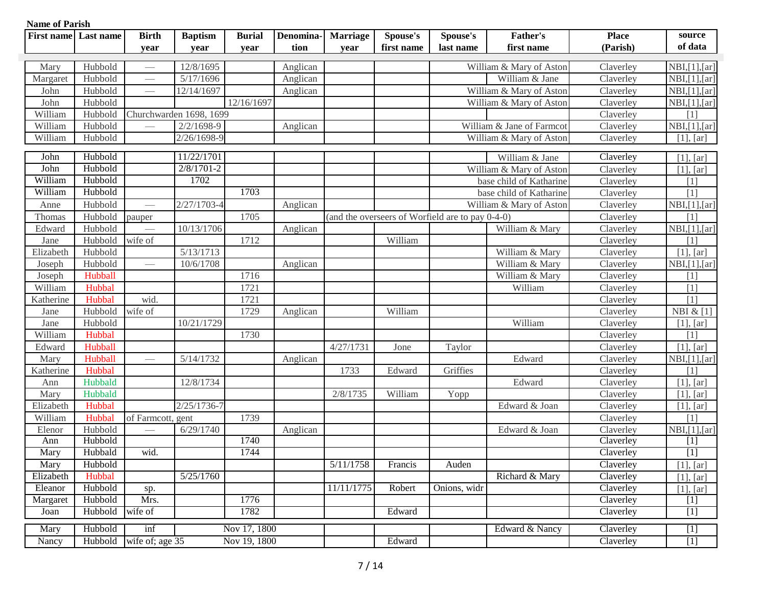**Name of Parish**

| First name | Last name | Birth year | Baptism year | Burial year | Denomination | Marriage year | Spouse's first name | Spouse's last name | Father's first name | Place (Parish) | source of data |
|---|---|---|---|---|---|---|---|---|---|---|---|
| Mary | Hubbold | — | 12/8/1695 | | Anglican | | | | William & Mary of Aston | Claverley | NBI,[1],[ar] |
| Margaret | Hubbold | — | 5/17/1696 | | Anglican | | | | William & Jane | Claverley | NBI,[1],[ar] |
| John | Hubbold | — | 12/14/1697 | | Anglican | | | | William & Mary of Aston | Claverley | NBI,[1],[ar] |
| John | Hubbold | | | 12/16/1697 | | | | | William & Mary of Aston | Claverley | NBI,[1],[ar] |
| William | Hubbold | Churchwarden 1698, 1699 | | | | | | | | Claverley | [1] |
| William | Hubbold | — | 2/2/1698-9 | | Anglican | | | | William & Jane of Farmcot | Claverley | NBI,[1],[ar] |
| William | Hubbold | | 2/26/1698-9 | | | | | | William & Mary of Aston | Claverley | [1], [ar] |
| John | Hubbold | | 11/22/1701 | | | | | | William & Jane | Claverley | [1], [ar] |
| John | Hubbold | | 2/8/1701-2 | | | | | | William & Mary of Aston | Claverley | [1], [ar] |
| William | Hubbold | | 1702 | | | | | | base child of Katharine | Claverley | [1] |
| William | Hubbold | | | 1703 | | | | | base child of Katharine | Claverley | [1] |
| Anne | Hubbold | — | 2/27/1703-4 | | Anglican | | | | William & Mary of Aston | Claverley | NBI,[1],[ar] |
| Thomas | Hubbold | pauper | | 1705 | | (and the overseers of Worfield are to pay 0-4-0) | | | | Claverley | [1] |
| Edward | Hubbold | — | 10/13/1706 | | Anglican | | | | William & Mary | Claverley | NBI,[1],[ar] |
| Jane | Hubbold | wife of | | 1712 | | | William | | | Claverley | [1] |
| Elizabeth | Hubbold | | 5/13/1713 | | | | | | William & Mary | Claverley | [1], [ar] |
| Joseph | Hubbold | — | 10/6/1708 | | Anglican | | | | William & Mary | Claverley | NBI,[1],[ar] |
| Joseph | Hubball | | | 1716 | | | | | William & Mary | Claverley | [1] |
| William | Hubbal | | | 1721 | | | | | William | Claverley | [1] |
| Katherine | Hubbal | wid. | | 1721 | | | | | | Claverley | [1] |
| Jane | Hubbold | wife of | | 1729 | Anglican | | William | | | Claverley | NBI & [1] |
| Jane | Hubbold | | 10/21/1729 | | | | | | William | Claverley | [1], [ar] |
| William | Hubbal | | | 1730 | | | | | | Claverley | [1] |
| Edward | Hubball | | | | | 4/27/1731 | Jone | Taylor | | Claverley | [1], [ar] |
| Mary | Hubball | — | 5/14/1732 | | Anglican | | | | Edward | Claverley | NBI,[1],[ar] |
| Katherine | Hubbal | | | | | 1733 | Edward | Griffies | | Claverley | [1] |
| Ann | Hubbald | | 12/8/1734 | | | | | | Edward | Claverley | [1], [ar] |
| Mary | Hubbald | | | | | 2/8/1735 | William | Yopp | | Claverley | [1], [ar] |
| Elizabeth | Hubbal | | 2/25/1736-7 | | | | | | Edward & Joan | Claverley | [1], [ar] |
| William | Hubbal | of Farmcott, gent | | 1739 | | | | | | Claverley | [1] |
| Elenor | Hubbold | — | 6/29/1740 | | Anglican | | | | Edward & Joan | Claverley | NBI,[1],[ar] |
| Ann | Hubbold | | | 1740 | | | | | | Claverley | [1] |
| Mary | Hubbald | wid. | | 1744 | | | | | | Claverley | [1] |
| Mary | Hubbold | | | | | 5/11/1758 | Francis | Auden | | Claverley | [1], [ar] |
| Elizabeth | Hubbal | | 5/25/1760 | | | | | | Richard & Mary | Claverley | [1], [ar] |
| Eleanor | Hubbold | sp. | | | | 11/11/1775 | Robert | Onions, widr | | Claverley | [1], [ar] |
| Margaret | Hubbold | Mrs. | | 1776 | | | | | | Claverley | [1] |
| Joan | Hubbold | wife of | | 1782 | | | Edward | | | Claverley | [1] |
| Mary | Hubbold | inf | | Nov 17, 1800 | | | | | Edward & Nancy | Claverley | [1] |
| Nancy | Hubbold | wife of; age 35 | | Nov 19, 1800 | | | Edward | | | Claverley | [1] |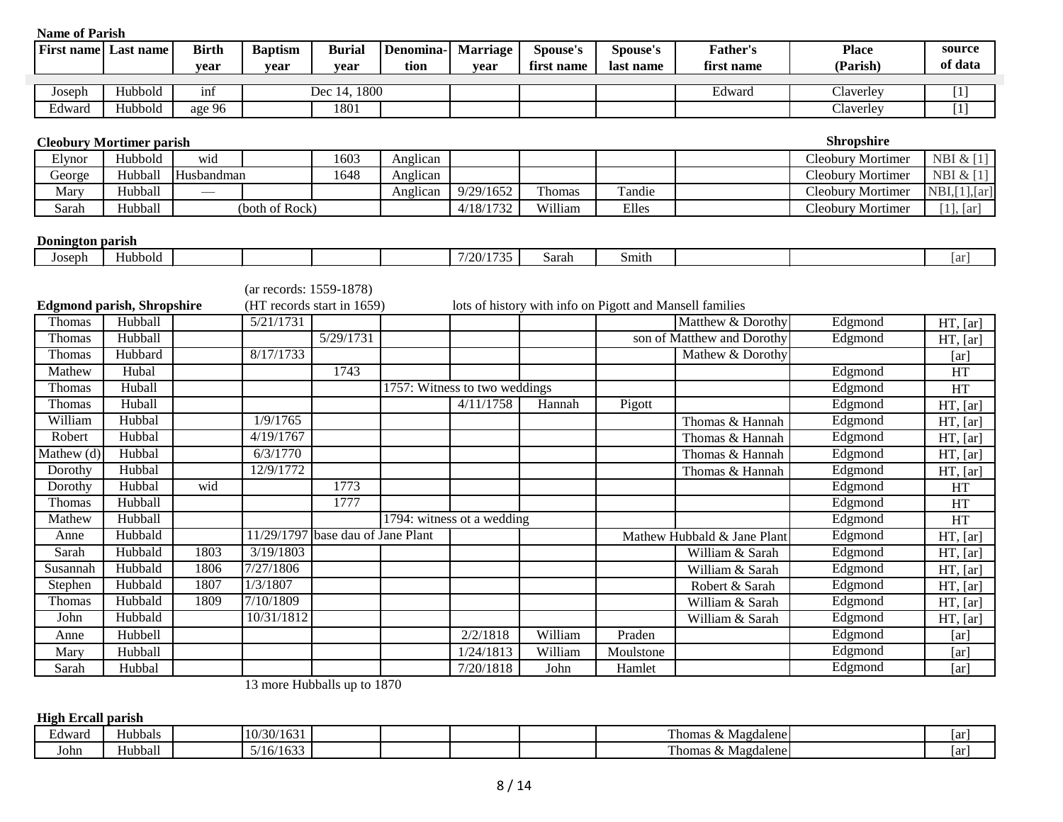**Name of Parish**

| First name | Last name | Birth year | Baptism year | Burial year | Denomina-tion | Marriage year | Spouse's first name | Spouse's last name | Father's first name | Place (Parish) | source of data |
|---|---|---|---|---|---|---|---|---|---|---|---|
| Joseph | Hubbold | inf | Dec 14, 1800 | | | | | | Edward | Claverley | [1] |
| Edward | Hubbold | age 96 | | 1801 | | | | | | Claverley | [1] |

**Cleobury Mortimer parish** — **Shropshire**

| First name | Last name | Birth year | Baptism year | Burial year | Denomina-tion | Marriage year | Spouse's first name | Spouse's last name | Father's first name | Place (Parish) | source of data |
|---|---|---|---|---|---|---|---|---|---|---|---|
| Elynor | Hubbold | wid | | 1603 | Anglican | | | | | Cleobury Mortimer | NBI & [1] |
| George | Hubball | Husbandman | | 1648 | Anglican | | | | | Cleobury Mortimer | NBI & [1] |
| Mary | Hubball | — | | | Anglican | 9/29/1652 | Thomas | Tandie | | Cleobury Mortimer | NBI,[1],[ar] |
| Sarah | Hubball | (both of Rock) | | | | 4/18/1732 | William | Elles | | Cleobury Mortimer | [1], [ar] |

**Donington parish**

| First name | Last name | Birth year | Baptism year | Burial year | Denomina-tion | Marriage year | Spouse's first name | Spouse's last name | Father's first name | Place (Parish) | source of data |
|---|---|---|---|---|---|---|---|---|---|---|---|
| Joseph | Hubbold | | | | | 7/20/1735 | Sarah | Smith | | | [ar] |

**Edgmond parish, Shropshire** — (ar records: 1559-1878) (HT records start in 1659) — lots of history with info on Pigott and Mansell families

| First name | Last name | Birth year | Baptism year | Burial year | Denomina-tion | Marriage year | Spouse's first name | Spouse's last name | Father's first name | Place (Parish) | source of data |
|---|---|---|---|---|---|---|---|---|---|---|---|
| Thomas | Hubball | | 5/21/1731 | | | | | | Matthew & Dorothy | Edgmond | HT, [ar] |
| Thomas | Hubball | | | 5/29/1731 | | | | | son of Matthew and Dorothy | Edgmond | HT, [ar] |
| Thomas | Hubbard | | 8/17/1733 | | | | | | Mathew & Dorothy | | [ar] |
| Mathew | Hubal | | | 1743 | | | | | | Edgmond | HT |
| Thomas | Huball | | | | 1757: Witness to two weddings | | | | | Edgmond | HT |
| Thomas | Huball | | | | | 4/11/1758 | Hannah | Pigott | | Edgmond | HT, [ar] |
| William | Hubbal | | 1/9/1765 | | | | | | Thomas & Hannah | Edgmond | HT, [ar] |
| Robert | Hubbal | | 4/19/1767 | | | | | | Thomas & Hannah | Edgmond | HT, [ar] |
| Mathew (d) | Hubbal | | 6/3/1770 | | | | | | Thomas & Hannah | Edgmond | HT, [ar] |
| Dorothy | Hubbal | | 12/9/1772 | | | | | | Thomas & Hannah | Edgmond | HT, [ar] |
| Dorothy | Hubbal | wid | | 1773 | | | | | | Edgmond | HT |
| Thomas | Hubball | | | 1777 | | | | | | Edgmond | HT |
| Mathew | Hubball | | | | 1794: witness ot a wedding | | | | | Edgmond | HT |
| Anne | Hubbald | | 11/29/1797 | base dau of Jane Plant | | | | | Mathew Hubbald & Jane Plant | Edgmond | HT, [ar] |
| Sarah | Hubbald | 1803 | 3/19/1803 | | | | | | William & Sarah | Edgmond | HT, [ar] |
| Susannah | Hubbald | 1806 | 7/27/1806 | | | | | | William & Sarah | Edgmond | HT, [ar] |
| Stephen | Hubbald | 1807 | 1/3/1807 | | | | | | Robert & Sarah | Edgmond | HT, [ar] |
| Thomas | Hubbald | 1809 | 7/10/1809 | | | | | | William & Sarah | Edgmond | HT, [ar] |
| John | Hubbald | | 10/31/1812 | | | | | | William & Sarah | Edgmond | HT, [ar] |
| Anne | Hubbell | | | | | 2/2/1818 | William | Praden | | Edgmond | [ar] |
| Mary | Hubball | | | | | 1/24/1813 | William | Moulstone | | Edgmond | [ar] |
| Sarah | Hubbal | | | | | 7/20/1818 | John | Hamlet | | Edgmond | [ar] |

13 more Hubballs up to 1870

**High Ercall parish**

| First name | Last name | Birth year | Baptism year | Burial year | Denomina-tion | Marriage year | Spouse's first name | Spouse's last name | Father's first name | Place (Parish) | source of data |
|---|---|---|---|---|---|---|---|---|---|---|---|
| Edward | Hubbals | | 10/30/1631 | | | | | | Thomas & Magdalene | | [ar] |
| John | Hubball | | 5/16/1633 | | | | | | Thomas & Magdalene | | [ar] |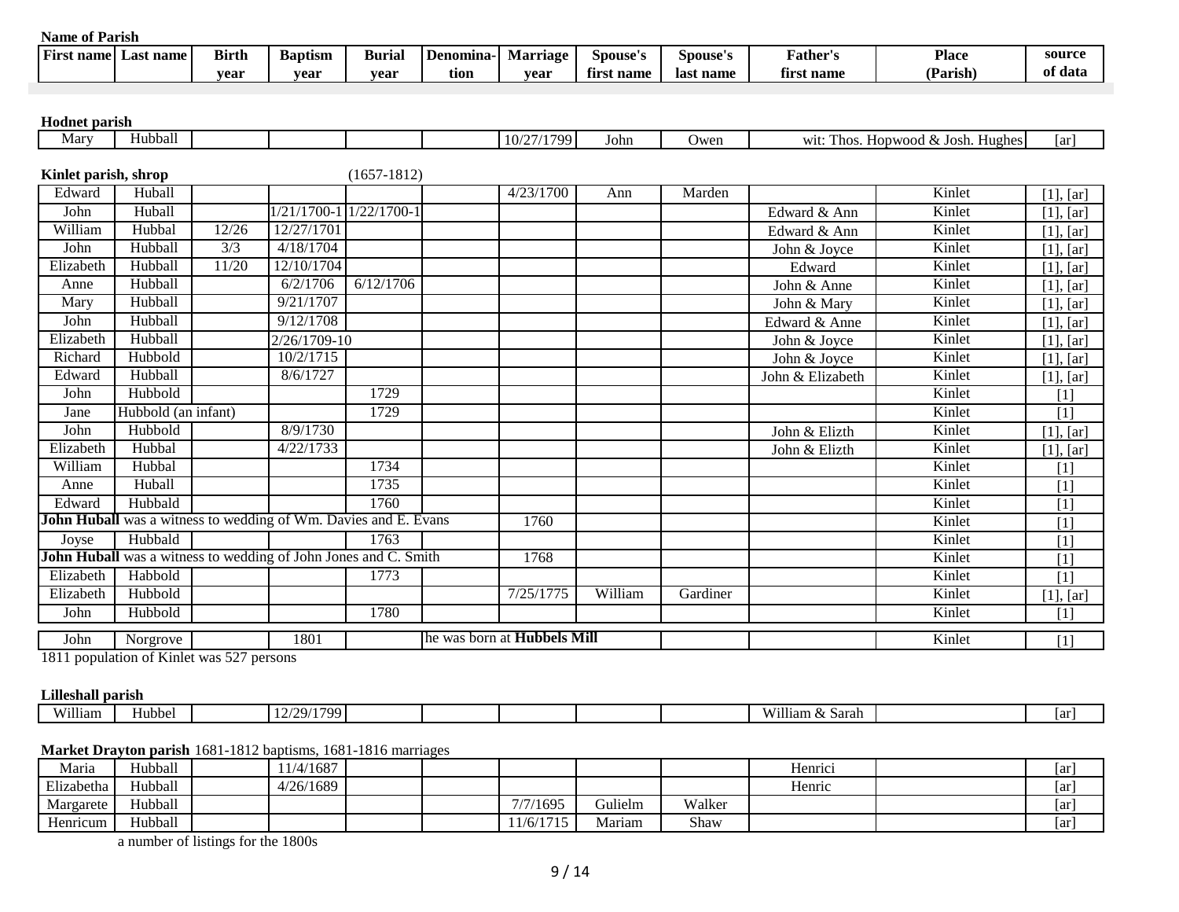**Name of Parish**

| First name | Last name | Birth year | Baptism year | Burial year | Denomina-tion | Marriage year | Spouse's first name | Spouse's last name | Father's first name | Place (Parish) | source of data |
|---|---|---|---|---|---|---|---|---|---|---|---|

**Hodnet parish**

| | | | | | | | | | | | |
|---|---|---|---|---|---|---|---|---|---|---|---|
| Mary | Hubball | | | | | 10/27/1799 | John | Owen | wit: Thos. Hopwood & Josh. Hughes | | [ar] |

**Kinlet parish, shrop** (1657-1812)

| | | | | | | | | | | | |
|---|---|---|---|---|---|---|---|---|---|---|---|
| Edward | Huball | | | | | 4/23/1700 | Ann | Marden | | Kinlet | [1], [ar] |
| John | Huball | | 1/21/1700-1 | 1/22/1700-1 | | | | | Edward & Ann | Kinlet | [1], [ar] |
| William | Hubbal | 12/26 | 12/27/1701 | | | | | | Edward & Ann | Kinlet | [1], [ar] |
| John | Hubball | 3/3 | 4/18/1704 | | | | | | John & Joyce | Kinlet | [1], [ar] |
| Elizabeth | Hubball | 11/20 | 12/10/1704 | | | | | | Edward | Kinlet | [1], [ar] |
| Anne | Hubball | | 6/2/1706 | 6/12/1706 | | | | | John & Anne | Kinlet | [1], [ar] |
| Mary | Hubball | | 9/21/1707 | | | | | | John & Mary | Kinlet | [1], [ar] |
| John | Hubball | | 9/12/1708 | | | | | | Edward & Anne | Kinlet | [1], [ar] |
| Elizabeth | Hubball | | 2/26/1709-10 | | | | | | John & Joyce | Kinlet | [1], [ar] |
| Richard | Hubbold | | 10/2/1715 | | | | | | John & Joyce | Kinlet | [1], [ar] |
| Edward | Hubball | | 8/6/1727 | | | | | | John & Elizabeth | Kinlet | [1], [ar] |
| John | Hubbold | | | 1729 | | | | | | Kinlet | [1] |
| Jane | Hubbold (an infant) | | | 1729 | | | | | | Kinlet | [1] |
| John | Hubbold | | 8/9/1730 | | | | | | John & Elizth | Kinlet | [1], [ar] |
| Elizabeth | Hubbal | | 4/22/1733 | | | | | | John & Elizth | Kinlet | [1], [ar] |
| William | Hubbal | | | 1734 | | | | | | Kinlet | [1] |
| Anne | Huball | | | 1735 | | | | | | Kinlet | [1] |
| Edward | Hubbald | | | 1760 | | | | | | Kinlet | [1] |
| **John Huball** was a witness to wedding of Wm. Davies and E. Evans | | | | | | 1760 | | | | Kinlet | [1] |
| Joyse | Hubbald | | | 1763 | | | | | | Kinlet | [1] |
| **John Huball** was a witness to wedding of John Jones and C. Smith | | | | | | 1768 | | | | Kinlet | [1] |
| Elizabeth | Habbold | | | 1773 | | | | | | Kinlet | [1] |
| Elizabeth | Hubbold | | | | | 7/25/1775 | William | Gardiner | | Kinlet | [1], [ar] |
| John | Hubbold | | | 1780 | | | | | | Kinlet | [1] |
| John | Norgrove | | 1801 | | he was born at **Hubbels Mill** | | | | | Kinlet | [1] |

1811 population of Kinlet was 527 persons

**Lilleshall parish**

| | | | | | | | | | | | |
|---|---|---|---|---|---|---|---|---|---|---|---|
| William | Hubbel | | 12/29/1799 | | | | | | William & Sarah | | [ar] |

**Market Drayton parish** 1681-1812 baptisms, 1681-1816 marriages

| | | | | | | | | | | | |
|---|---|---|---|---|---|---|---|---|---|---|---|
| Maria | Hubball | | 11/4/1687 | | | | | | Henrici | | [ar] |
| Elizabetha | Hubball | | 4/26/1689 | | | | | | Henric | | [ar] |
| Margarete | Hubball | | | | | 7/7/1695 | Gulielm | Walker | | | [ar] |
| Henricum | Hubball | | | | | 11/6/1715 | Mariam | Shaw | | | [ar] |

a number of listings for the 1800s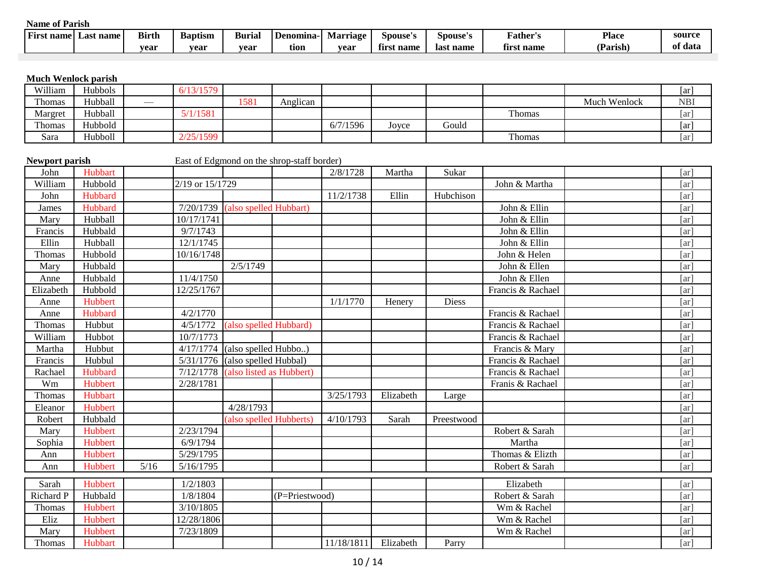**Name of Parish**

| First name | Last name | Birth year | Baptism year | Burial year | Denomina-tion | Marriage year | Spouse's first name | Spouse's last name | Father's first name | Place (Parish) | source of data |
|---|---|---|---|---|---|---|---|---|---|---|---|

**Much Wenlock parish**

| First name | Last name | Birth year | Baptism year | Burial year | Denomina-tion | Marriage year | Spouse's first name | Spouse's last name | Father's first name | Place (Parish) | source of data |
|---|---|---|---|---|---|---|---|---|---|---|---|
| William | Hubbols | | 6/13/1579 | | | | | | | | [ar] |
| Thomas | Hubball | — | | 1581 | Anglican | | | | | Much Wenlock | NBI |
| Margret | Hubball | | 5/1/1581 | | | | | | Thomas | | [ar] |
| Thomas | Hubbold | | | | | 6/7/1596 | Joyce | Gould | | | [ar] |
| Sara | Hubboll | | 2/25/1599 | | | | | | Thomas | | [ar] |

**Newport parish** East of Edgmond on the shrop-staff border)

| First name | Last name | Birth year | Baptism year | Burial year | Denomina-tion | Marriage year | Spouse's first name | Spouse's last name | Father's first name | Place (Parish) | source of data |
|---|---|---|---|---|---|---|---|---|---|---|---|
| John | Hubbart | | | | | 2/8/1728 | Martha | Sukar | | | [ar] |
| William | Hubbold | | 2/19 or 15/1729 | | | | | | John & Martha | | [ar] |
| John | Hubbard | | | | | 11/2/1738 | Ellin | Hubchison | | | [ar] |
| James | Hubbard | | 7/20/1739 | (also spelled Hubbart) | | | | | John & Ellin | | [ar] |
| Mary | Hubball | | 10/17/1741 | | | | | | John & Ellin | | [ar] |
| Francis | Hubbald | | 9/7/1743 | | | | | | John & Ellin | | [ar] |
| Ellin | Hubball | | 12/1/1745 | | | | | | John & Ellin | | [ar] |
| Thomas | Hubbold | | 10/16/1748 | | | | | | John & Helen | | [ar] |
| Mary | Hubbald | | | 2/5/1749 | | | | | John & Ellen | | [ar] |
| Anne | Hubbald | | 11/4/1750 | | | | | | John & Ellen | | [ar] |
| Elizabeth | Hubbold | | 12/25/1767 | | | | | | Francis & Rachael | | [ar] |
| Anne | Hubbert | | | | | 1/1/1770 | Henery | Diess | | | [ar] |
| Anne | Hubbard | | 4/2/1770 | | | | | | Francis & Rachael | | [ar] |
| Thomas | Hubbut | | 4/5/1772 | (also spelled Hubbard) | | | | | Francis & Rachael | | [ar] |
| William | Hubbot | | 10/7/1773 | | | | | | Francis & Rachael | | [ar] |
| Martha | Hubbut | | 4/17/1774 | (also spelled Hubbo..) | | | | | Francis & Mary | | [ar] |
| Francis | Hubbul | | 5/31/1776 | (also spelled Hubbal) | | | | | Francis & Rachael | | [ar] |
| Rachael | Hubbard | | 7/12/1778 | (also listed as Hubbert) | | | | | Francis & Rachael | | [ar] |
| Wm | Hubbert | | 2/28/1781 | | | | | | Franis & Rachael | | [ar] |
| Thomas | Hubbart | | | | | 3/25/1793 | Elizabeth | Large | | | [ar] |
| Eleanor | Hubbert | | | 4/28/1793 | | | | | | | [ar] |
| Robert | Hubbald | | | (also spelled Hubberts) | | 4/10/1793 | Sarah | Preestwood | | | [ar] |
| Mary | Hubbert | | 2/23/1794 | | | | | | Robert & Sarah | | [ar] |
| Sophia | Hubbert | | 6/9/1794 | | | | | | Martha | | [ar] |
| Ann | Hubbert | | 5/29/1795 | | | | | | Thomas & Elizth | | [ar] |
| Ann | Hubbert | 5/16 | 5/16/1795 | | | | | | Robert & Sarah | | [ar] |
| Sarah | Hubbert | | 1/2/1803 | | | | | | Elizabeth | | [ar] |
| Richard P | Hubbald | | 1/8/1804 | | (P=Priestwood) | | | | Robert & Sarah | | [ar] |
| Thomas | Hubbert | | 3/10/1805 | | | | | | Wm & Rachel | | [ar] |
| Eliz | Hubbert | | 12/28/1806 | | | | | | Wm & Rachel | | [ar] |
| Mary | Hubbert | | 7/23/1809 | | | | | | Wm & Rachel | | [ar] |
| Thomas | Hubbart | | | | | 11/18/1811 | Elizabeth | Parry | | | [ar] |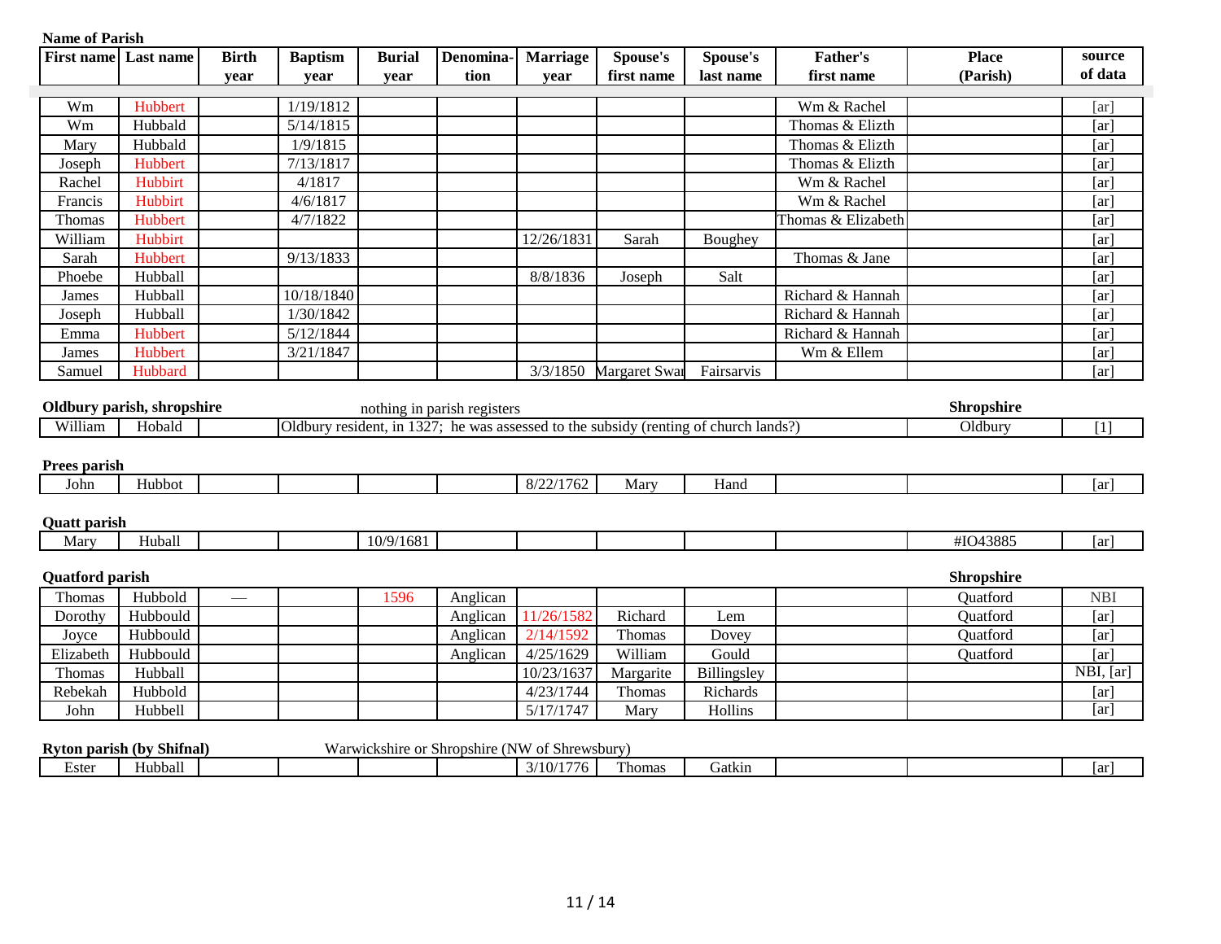**Name of Parish**

| First name | Last name | Birth year | Baptism year | Burial year | Denomination | Marriage year | Spouse's first name | Spouse's last name | Father's first name | Place (Parish) | source of data |
|---|---|---|---|---|---|---|---|---|---|---|---|
| Wm | Hubbert | | 1/19/1812 | | | | | | Wm & Rachel | | [ar] |
| Wm | Hubbald | | 5/14/1815 | | | | | | Thomas & Elizth | | [ar] |
| Mary | Hubbald | | 1/9/1815 | | | | | | Thomas & Elizth | | [ar] |
| Joseph | Hubbert | | 7/13/1817 | | | | | | Thomas & Elizth | | [ar] |
| Rachel | Hubbirt | | 4/1817 | | | | | | Wm & Rachel | | [ar] |
| Francis | Hubbirt | | 4/6/1817 | | | | | | Wm & Rachel | | [ar] |
| Thomas | Hubbert | | 4/7/1822 | | | | | | Thomas & Elizabeth | | [ar] |
| William | Hubbirt | | | | | 12/26/1831 | Sarah | Boughey | | | [ar] |
| Sarah | Hubbert | | 9/13/1833 | | | | | | Thomas & Jane | | [ar] |
| Phoebe | Hubball | | | | | 8/8/1836 | Joseph | Salt | | | [ar] |
| James | Hubball | | 10/18/1840 | | | | | | Richard & Hannah | | [ar] |
| Joseph | Hubball | | 1/30/1842 | | | | | | Richard & Hannah | | [ar] |
| Emma | Hubbert | | 5/12/1844 | | | | | | Richard & Hannah | | [ar] |
| James | Hubbert | | 3/21/1847 | | | | | | Wm & Ellem | | [ar] |
| Samuel | Hubbard | | | | | 3/3/1850 | Margaret Swa | Fairsarvis | | | [ar] |

**Oldbury parish, shropshire** — nothing in parish registers — **Shropshire**

| First name | Last name | Birth year | Notes | Place (Parish) | source of data |
|---|---|---|---|---|---|
| William | Hobald | | Oldbury resident, in 1327; he was assessed to the subsidy (renting of church lands?) | Oldbury | [1] |

**Prees parish**

| First name | Last name | Birth year | Baptism year | Burial year | Denomination | Marriage year | Spouse's first name | Spouse's last name | Father's first name | Place (Parish) | source of data |
|---|---|---|---|---|---|---|---|---|---|---|---|
| John | Hubbot | | | | | 8/22/1762 | Mary | Hand | | | [ar] |

**Quatt parish**

| First name | Last name | Birth year | Baptism year | Burial year | Denomination | Marriage year | Spouse's first name | Spouse's last name | Father's first name | Place (Parish) | source of data |
|---|---|---|---|---|---|---|---|---|---|---|---|
| Mary | Huball | | | 10/9/1681 | | | | | | #IO43885 | [ar] |

**Quatford parish** — **Shropshire**

| First name | Last name | Birth year | Baptism year | Burial year | Denomination | Marriage year | Spouse's first name | Spouse's last name | Father's first name | Place (Parish) | source of data |
|---|---|---|---|---|---|---|---|---|---|---|---|
| Thomas | Hubbold | — | | 1596 | Anglican | | | | | Quatford | NBI |
| Dorothy | Hubbould | | | | Anglican | 11/26/1582 | Richard | Lem | | Quatford | [ar] |
| Joyce | Hubbould | | | | Anglican | 2/14/1592 | Thomas | Dovey | | Quatford | [ar] |
| Elizabeth | Hubbould | | | | Anglican | 4/25/1629 | William | Gould | | Quatford | [ar] |
| Thomas | Hubball | | | | | 10/23/1637 | Margarite | Billingsley | | | NBI, [ar] |
| Rebekah | Hubbold | | | | | 4/23/1744 | Thomas | Richards | | | [ar] |
| John | Hubbell | | | | | 5/17/1747 | Mary | Hollins | | | [ar] |

**Ryton parish (by Shifnal)** — Warwickshire or Shropshire (NW of Shrewsbury)

| First name | Last name | Birth year | Baptism year | Burial year | Denomination | Marriage year | Spouse's first name | Spouse's last name | Father's first name | Place (Parish) | source of data |
|---|---|---|---|---|---|---|---|---|---|---|---|
| Ester | Hubball | | | | | 3/10/1776 | Thomas | Gatkin | | | [ar] |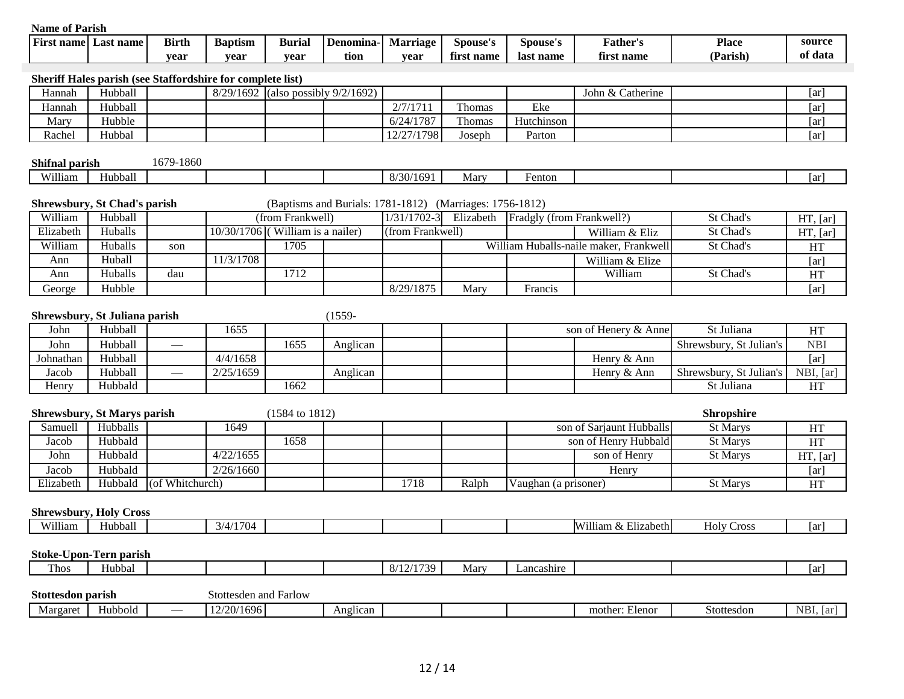**Name of Parish**

| First name | Last name | Birth year | Baptism year | Burial year | Denomination | Marriage year | Spouse's first name | Spouse's last name | Father's first name | Place (Parish) | source of data |
|---|---|---|---|---|---|---|---|---|---|---|---|

**Sheriff Hales parish (see Staffordshire for complete list)**

| First name | Last name | Birth year | Baptism year | Burial year | Denomination | Marriage year | Spouse's first name | Spouse's last name | Father's first name | Place (Parish) | source of data |
|---|---|---|---|---|---|---|---|---|---|---|---|
| Hannah | Hubball | | 8/29/1692 | (also possibly 9/2/1692) | | | | | John & Catherine | | [ar] |
| Hannah | Hubball | | | | | 2/7/1711 | Thomas | Eke | | | [ar] |
| Mary | Hubble | | | | | 6/24/1787 | Thomas | Hutchinson | | | [ar] |
| Rachel | Hubbal | | | | | 12/27/1798 | Joseph | Parton | | | [ar] |

**Shifnal parish** 1679-1860

| First name | Last name | Birth year | Baptism year | Burial year | Denomination | Marriage year | Spouse's first name | Spouse's last name | Father's first name | Place (Parish) | source of data |
|---|---|---|---|---|---|---|---|---|---|---|---|
| William | Hubball | | | | | 8/30/1691 | Mary | Fenton | | | [ar] |

**Shrewsbury, St Chad's parish** (Baptisms and Burials: 1781-1812) (Marriages: 1756-1812)

| First name | Last name | Birth year | Baptism year | Burial year | Denomination | Marriage year | Spouse's first name | Spouse's last name | Father's first name | Place (Parish) | source of data |
|---|---|---|---|---|---|---|---|---|---|---|---|
| William | Hubball | | | (from Frankwell) | | 1/31/1702-3 | Elizabeth | Fradgly (from Frankwell?) | | St Chad's | HT, [ar] |
| Elizabeth | Huballs | | 10/30/1706 | ( William is a nailer) | | (from Frankwell) | | | William & Eliz | St Chad's | HT, [ar] |
| William | Huballs | son | | 1705 | | | | William Huballs-naile maker, Frankwell | | St Chad's | HT |
| Ann | Huball | | 11/3/1708 | | | | | | William & Elize | | [ar] |
| Ann | Huballs | dau | | 1712 | | | | | William | St Chad's | HT |
| George | Hubble | | | | | 8/29/1875 | Mary | Francis | | | [ar] |

**Shrewsbury, St Juliana parish** (1559-

| First name | Last name | Birth year | Baptism year | Burial year | Denomination | Marriage year | Spouse's first name | Spouse's last name | Father's first name | Place (Parish) | source of data |
|---|---|---|---|---|---|---|---|---|---|---|---|
| John | Hubball | | 1655 | | | | | | son of Henery & Anne | St Juliana | HT |
| John | Hubball | — | | 1655 | Anglican | | | | | Shrewsbury, St Julian's | NBI |
| Johnathan | Hubball | | 4/4/1658 | | | | | | Henry & Ann | | [ar] |
| Jacob | Hubball | — | 2/25/1659 | | Anglican | | | | Henry & Ann | Shrewsbury, St Julian's | NBI, [ar] |
| Henry | Hubbald | | | 1662 | | | | | | St Juliana | HT |

**Shrewsbury, St Marys parish** (1584 to 1812) **Shropshire**

| First name | Last name | Birth year | Baptism year | Burial year | Denomination | Marriage year | Spouse's first name | Spouse's last name | Father's first name | Place (Parish) | source of data |
|---|---|---|---|---|---|---|---|---|---|---|---|
| Samuell | Hubballs | | 1649 | | | | | | son of Sarjaunt Hubballs | St Marys | HT |
| Jacob | Hubbald | | | 1658 | | | | | son of Henry Hubbald | St Marys | HT |
| John | Hubbald | | 4/22/1655 | | | | | | son of Henry | St Marys | HT, [ar] |
| Jacob | Hubbald | | 2/26/1660 | | | | | | Henry | | [ar] |
| Elizabeth | Hubbald | (of Whitchurch) | | | | 1718 | Ralph | Vaughan (a prisoner) | | St Marys | HT |

**Shrewsbury, Holy Cross**

| First name | Last name | Birth year | Baptism year | Burial year | Denomination | Marriage year | Spouse's first name | Spouse's last name | Father's first name | Place (Parish) | source of data |
|---|---|---|---|---|---|---|---|---|---|---|---|
| William | Hubball | | 3/4/1704 | | | | | | William & Elizabeth | Holy Cross | [ar] |

**Stoke-Upon-Tern parish**

| First name | Last name | Birth year | Baptism year | Burial year | Denomination | Marriage year | Spouse's first name | Spouse's last name | Father's first name | Place (Parish) | source of data |
|---|---|---|---|---|---|---|---|---|---|---|---|
| Thos | Hubbal | | | | | 8/12/1739 | Mary | Lancashire | | | [ar] |

**Stottesdon parish** Stottesden and Farlow

| First name | Last name | Birth year | Baptism year | Burial year | Denomination | Marriage year | Spouse's first name | Spouse's last name | Father's first name | Place (Parish) | source of data |
|---|---|---|---|---|---|---|---|---|---|---|---|
| Margaret | Hubbold | — | 12/20/1696 | | Anglican | | | | mother: Elenor | Stottesdon | NBI, [ar] |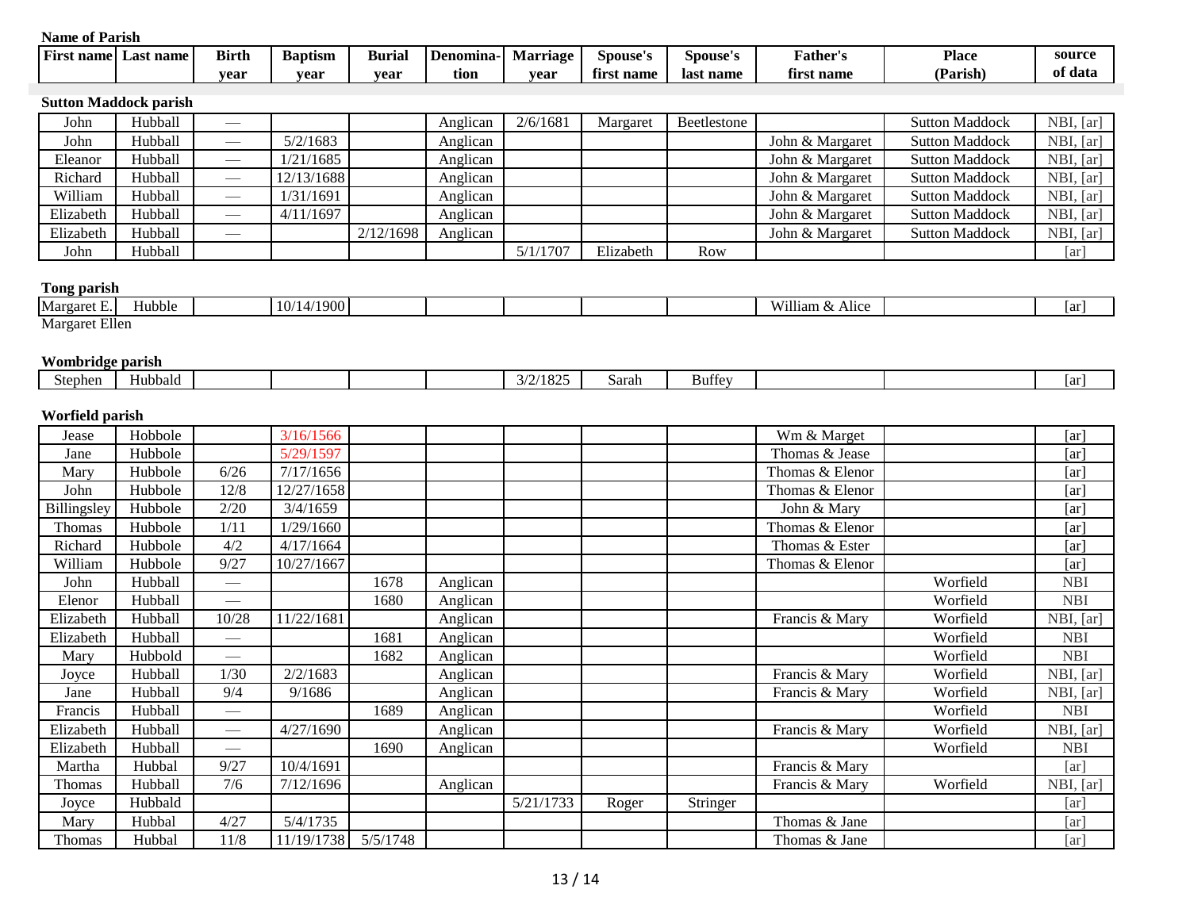**Name of Parish**

| First name | Last name | Birth year | Baptism year | Burial year | Denomina-tion | Marriage year | Spouse's first name | Spouse's last name | Father's first name | Place (Parish) | source of data |
|---|---|---|---|---|---|---|---|---|---|---|---|
| **Sutton Maddock parish** | | | | | | | | | | | |
| John | Hubball | — | | | Anglican | 2/6/1681 | Margaret | Beetlestone | | Sutton Maddock | NBI, [ar] |
| John | Hubball | — | 5/2/1683 | | Anglican | | | | John & Margaret | Sutton Maddock | NBI, [ar] |
| Eleanor | Hubball | — | 1/21/1685 | | Anglican | | | | John & Margaret | Sutton Maddock | NBI, [ar] |
| Richard | Hubball | — | 12/13/1688 | | Anglican | | | | John & Margaret | Sutton Maddock | NBI, [ar] |
| William | Hubball | — | 1/31/1691 | | Anglican | | | | John & Margaret | Sutton Maddock | NBI, [ar] |
| Elizabeth | Hubball | — | 4/11/1697 | | Anglican | | | | John & Margaret | Sutton Maddock | NBI, [ar] |
| Elizabeth | Hubball | — | | 2/12/1698 | Anglican | | | | John & Margaret | Sutton Maddock | NBI, [ar] |
| John | Hubball | | | | | 5/1/1707 | Elizabeth | Row | | | [ar] |
| **Tong parish** | | | | | | | | | | | |
| Margaret E. | Hubble | | 10/14/1900 | | | | | | William & Alice | | [ar] |
| Margaret Ellen | | | | | | | | | | | |
| **Wombridge parish** | | | | | | | | | | | |
| Stephen | Hubbald | | | | | 3/2/1825 | Sarah | Buffey | | | [ar] |
| **Worfield parish** | | | | | | | | | | | |
| Jease | Hobbole | | 3/16/1566 | | | | | | Wm & Marget | | [ar] |
| Jane | Hubbole | | 5/29/1597 | | | | | | Thomas & Jease | | [ar] |
| Mary | Hubbole | 6/26 | 7/17/1656 | | | | | | Thomas & Elenor | | [ar] |
| John | Hubbole | 12/8 | 12/27/1658 | | | | | | Thomas & Elenor | | [ar] |
| Billingsley | Hubbole | 2/20 | 3/4/1659 | | | | | | John & Mary | | [ar] |
| Thomas | Hubbole | 1/11 | 1/29/1660 | | | | | | Thomas & Elenor | | [ar] |
| Richard | Hubbole | 4/2 | 4/17/1664 | | | | | | Thomas & Ester | | [ar] |
| William | Hubbole | 9/27 | 10/27/1667 | | | | | | Thomas & Elenor | | [ar] |
| John | Hubball | — | | 1678 | Anglican | | | | | Worfield | NBI |
| Elenor | Hubball | — | | 1680 | Anglican | | | | | Worfield | NBI |
| Elizabeth | Hubball | 10/28 | 11/22/1681 | | Anglican | | | | Francis & Mary | Worfield | NBI, [ar] |
| Elizabeth | Hubball | — | | 1681 | Anglican | | | | | Worfield | NBI |
| Mary | Hubbold | — | | 1682 | Anglican | | | | | Worfield | NBI |
| Joyce | Hubball | 1/30 | 2/2/1683 | | Anglican | | | | Francis & Mary | Worfield | NBI, [ar] |
| Jane | Hubball | 9/4 | 9/1686 | | Anglican | | | | Francis & Mary | Worfield | NBI, [ar] |
| Francis | Hubball | — | | 1689 | Anglican | | | | | Worfield | NBI |
| Elizabeth | Hubball | — | 4/27/1690 | | Anglican | | | | Francis & Mary | Worfield | NBI, [ar] |
| Elizabeth | Hubball | — | | 1690 | Anglican | | | | | Worfield | NBI |
| Martha | Hubbal | 9/27 | 10/4/1691 | | | | | | Francis & Mary | | [ar] |
| Thomas | Hubball | 7/6 | 7/12/1696 | | Anglican | | | | Francis & Mary | Worfield | NBI, [ar] |
| Joyce | Hubbald | | | | | 5/21/1733 | Roger | Stringer | | | [ar] |
| Mary | Hubbal | 4/27 | 5/4/1735 | | | | | | Thomas & Jane | | [ar] |
| Thomas | Hubbal | 11/8 | 11/19/1738 | 5/5/1748 | | | | | Thomas & Jane | | [ar] |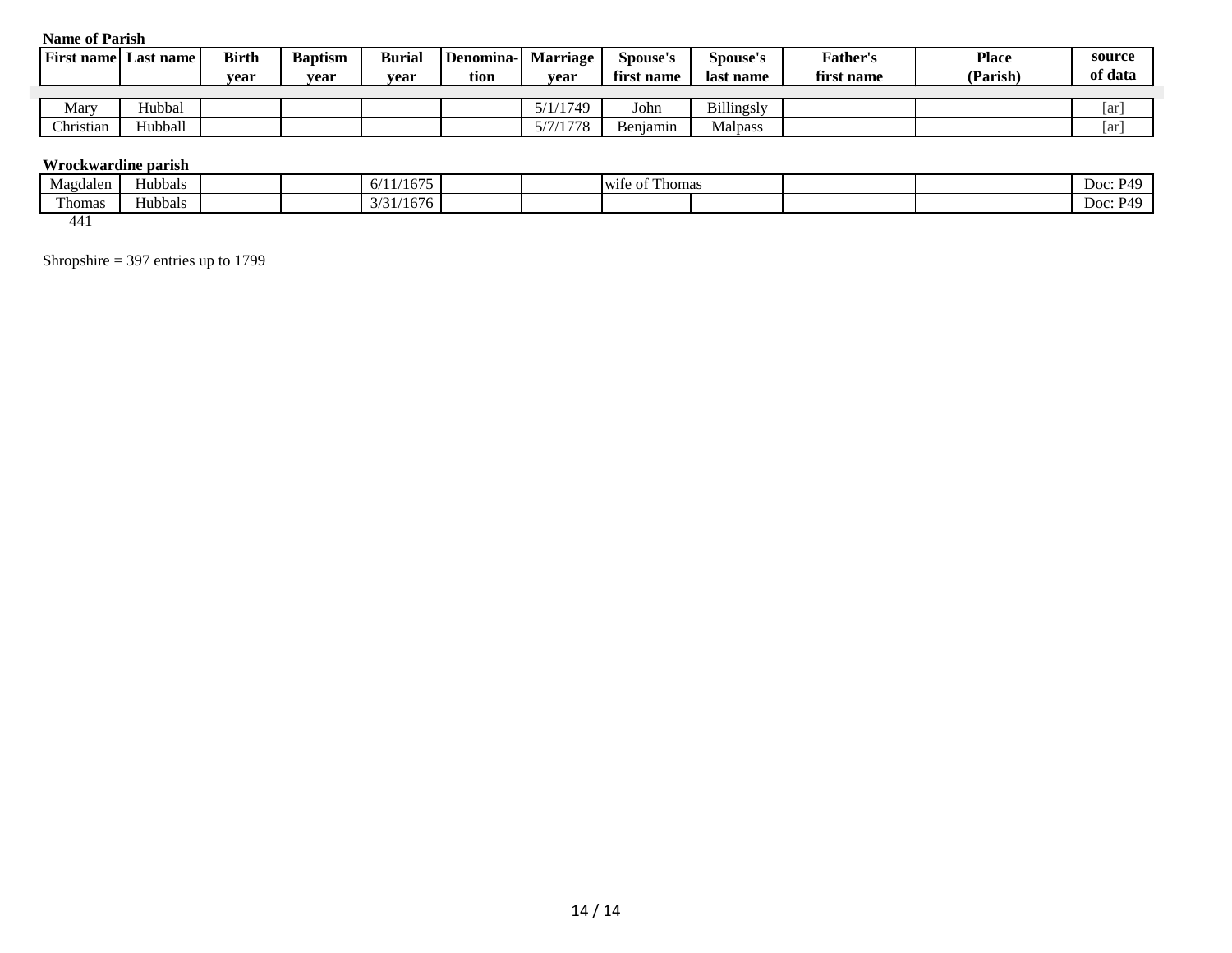**Name of Parish**

| First name | Last name | Birth year | Baptism year | Burial year | Denomination | Marriage year | Spouse's first name | Spouse's last name | Father's first name | Place (Parish) | source of data |
|---|---|---|---|---|---|---|---|---|---|---|---|
| Mary | Hubbal | | | | | 5/1/1749 | John | Billingsly | | | [ar] |
| Christian | Hubball | | | | | 5/7/1778 | Benjamin | Malpass | | | [ar] |

**Wrockwardine parish**

| | | | | | | | | | | | |
|---|---|---|---|---|---|---|---|---|---|---|---|
| Magdalen | Hubbals | | | 6/11/1675 | | | wife of Thomas | | | | Doc: P49 |
| Thomas | Hubbals | | | 3/31/1676 | | | | | | | Doc: P49 |

441

Shropshire = 397 entries up to 1799